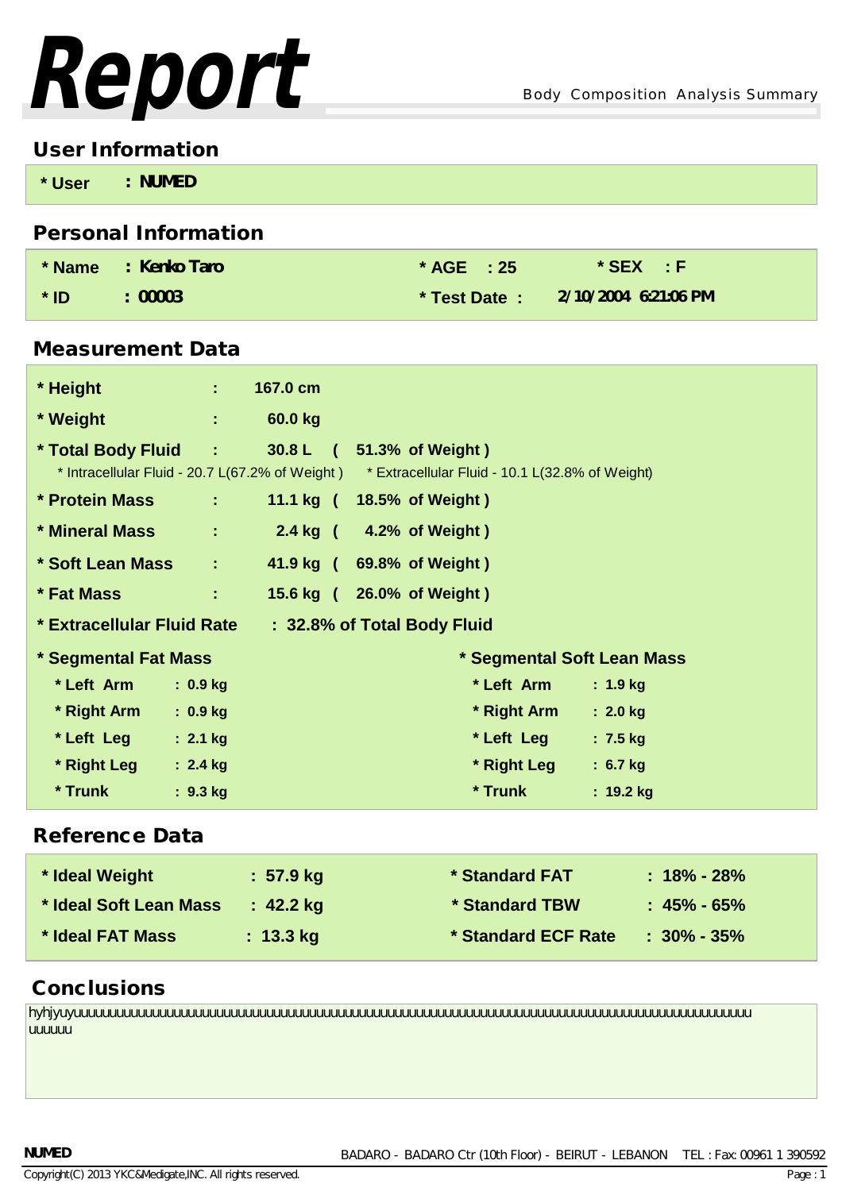# Report

Body Composition Analysis Summary

## User Information

* User : NUMED

## Personal Information

| | | | |
|---|---|---|---|
| * Name : Kenko Taro | * AGE : 25 | * SEX : F | |
| * ID : 00003 | * Test Date : | 2/10/2004 6:21:06 PM | |

## Measurement Data

* Height : 167.0 cm
* Weight : 60.0 kg
* Total Body Fluid : 30.8 L ( 51.3% of Weight )
  * Intracellular Fluid - 20.7 L(67.2% of Weight )  * Extracellular Fluid - 10.1 L(32.8% of Weight)
* Protein Mass : 11.1 kg ( 18.5% of Weight )
* Mineral Mass : 2.4 kg ( 4.2% of Weight )
* Soft Lean Mass : 41.9 kg ( 69.8% of Weight )
* Fat Mass : 15.6 kg ( 26.0% of Weight )
* Extracellular Fluid Rate : 32.8% of Total Body Fluid

| * Segmental Fat Mass | | * Segmental Soft Lean Mass | |
|---|---|---|---|
| * Left Arm | : 0.9 kg | * Left Arm | : 1.9 kg |
| * Right Arm | : 0.9 kg | * Right Arm | : 2.0 kg |
| * Left Leg | : 2.1 kg | * Left Leg | : 7.5 kg |
| * Right Leg | : 2.4 kg | * Right Leg | : 6.7 kg |
| * Trunk | : 9.3 kg | * Trunk | : 19.2 kg |

## Reference Data

| | | | |
|---|---|---|---|
| * Ideal Weight | : 57.9 kg | * Standard FAT | : 18% - 28% |
| * Ideal Soft Lean Mass | : 42.2 kg | * Standard TBW | : 45% - 65% |
| * Ideal FAT Mass | : 13.3 kg | * Standard ECF Rate | : 30% - 35% |

## Conclusions

hyhjyuyuuuuuuuuuuuuuuuuuuuuuuuuuuuuuuuuuuuuuuuuuuuuuuuuuuuuuuuuuuuuuuuuuuuuuuuuuuuuuuuuuuuuuuuuuuuu
uuuuuu

NUMED

BADARO - BADARO Ctr (10th Floor) - BEIRUT - LEBANON TEL : Fax: 00961 1 390592

Copyright(C) 2013 YKC&Medigate,INC. All rights reserved.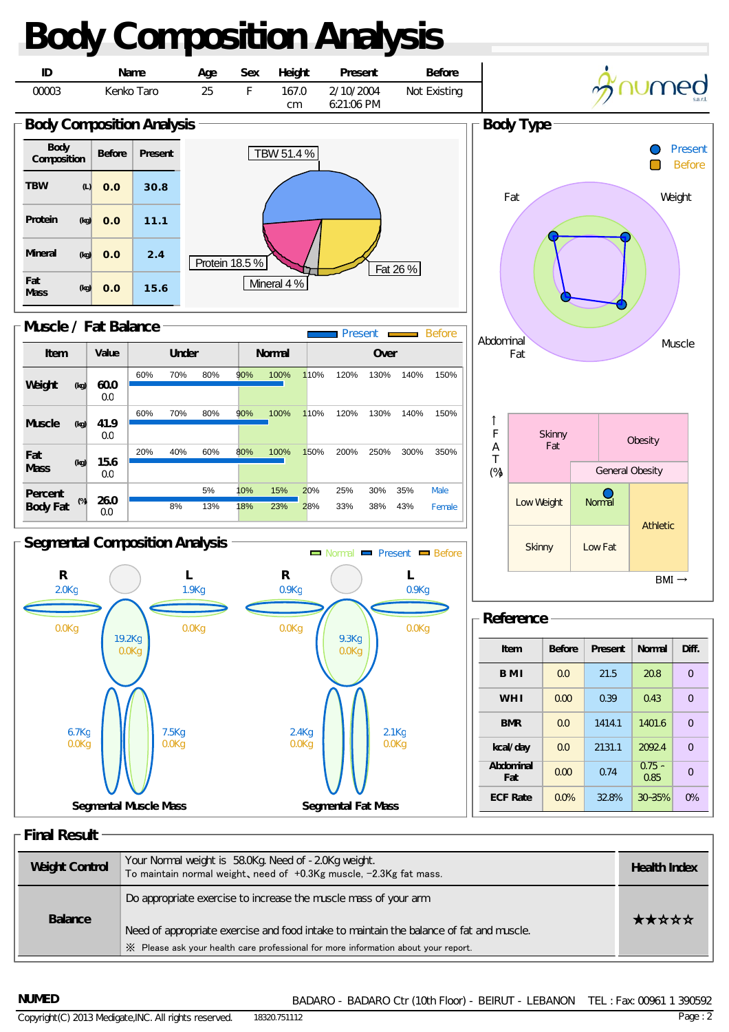# Body Composition Analysis

| ID | Name | Age | Sex | Height | Present | Before |
|---|---|---|---|---|---|---|
| 00003 | Kenko Taro | 25 | F | 167.0 cm | 2/10/2004 6:21:06 PM | Not Existing |

numed s.a.r.l.

## Body Composition Analysis

| Body Composition | | Before | Present |
|---|---|---|---|
| TBW | (L) | 0.0 | 30.8 |
| Protein | (kg) | 0.0 | 11.1 |
| Mineral | (kg) | 0.0 | 2.4 |
| Fat Mass | (kg) | 0.0 | 15.6 |

TBW 51.4 %
Protein 18.5 %
Mineral 4 %
Fat 26 %

## Body Type

Present
Before

Fat
Weight
Abdominal Fat
Muscle

↑ FAT (%)

Skinny Fat | Obesity
General Obesity
Low Weight | Normal | Athletic
Skinny | Low Fat

BMI →

## Muscle / Fat Balance

Present — Before

| Item | | Value | Under | Normal | Over |
|---|---|---|---|---|---|
| Weight | (kg) | 60.0 / 0.0 | 60% 70% 80% | 90% 100% | 110% 120% 130% 140% 150% |
| Muscle | (kg) | 41.9 / 0.0 | 60% 70% 80% | 90% 100% | 110% 120% 130% 140% 150% |
| Fat Mass | (kg) | 15.6 / 0.0 | 20% 40% 60% | 80% 100% | 150% 200% 250% 300% 350% |
| Percent Body Fat | (%) | 26.0 / 0.0 | 5% / 8% 13% | 10% 15% / 18% 23% | 20% 25% 30% 35% Male / 28% 33% 38% 43% Female |

## Reference

| Item | Before | Present | Normal | Diff. |
|---|---|---|---|---|
| B M I | 0.0 | 21.5 | 20.8 | 0 |
| W H I | 0.00 | 0.39 | 0.43 | 0 |
| BMR | 0.0 | 1414.1 | 1401.6 | 0 |
| kcal/day | 0.0 | 2131.1 | 2092.4 | 0 |
| Abdominal Fat | 0.00 | 0.74 | 0.75 - 0.85 | 0 |
| ECF Rate | 0.0% | 32.8% | 30~35% | 0% |

## Segmental Composition Analysis

Normal — Present — Before

**Segmental Muscle Mass**

| Segment | Present | Before |
|---|---|---|
| R arm | 2.0Kg | 0.0Kg |
| L arm | 1.9Kg | 0.0Kg |
| Trunk | 19.2Kg | 0.0Kg |
| R leg | 6.7Kg | 0.0Kg |
| L leg | 7.5Kg | 0.0Kg |

**Segmental Fat Mass**

| Segment | Present | Before |
|---|---|---|
| R arm | 0.9Kg | 0.0Kg |
| L arm | 0.9Kg | 0.0Kg |
| Trunk | 9.3Kg | 0.0Kg |
| R leg | 2.4Kg | 0.0Kg |
| L leg | 2.1Kg | 0.0Kg |

## Final Result

| | | |
|---|---|---|
| **Weight Control** | Your Normal weight is 58.0Kg. Need of - 2.0Kg weight.<br>To maintain normal weight, need of +0.3Kg muscle, −2.3Kg fat mass. | **Health Index** |
| **Balance** | Do appropriate exercise to increase the muscle mass of your arm<br><br>Need of appropriate exercise and food intake to maintain the balance of fat and muscle.<br>※ Please ask your health care professional for more information about your report. | ★★☆☆☆ |

NUMED

BADARO - BADARO Ctr (10th Floor) - BEIRUT - LEBANON TEL : Fax: 00961 1 390592

Copyright(C) 2013 Medigate,INC. All rights reserved. 18320.751112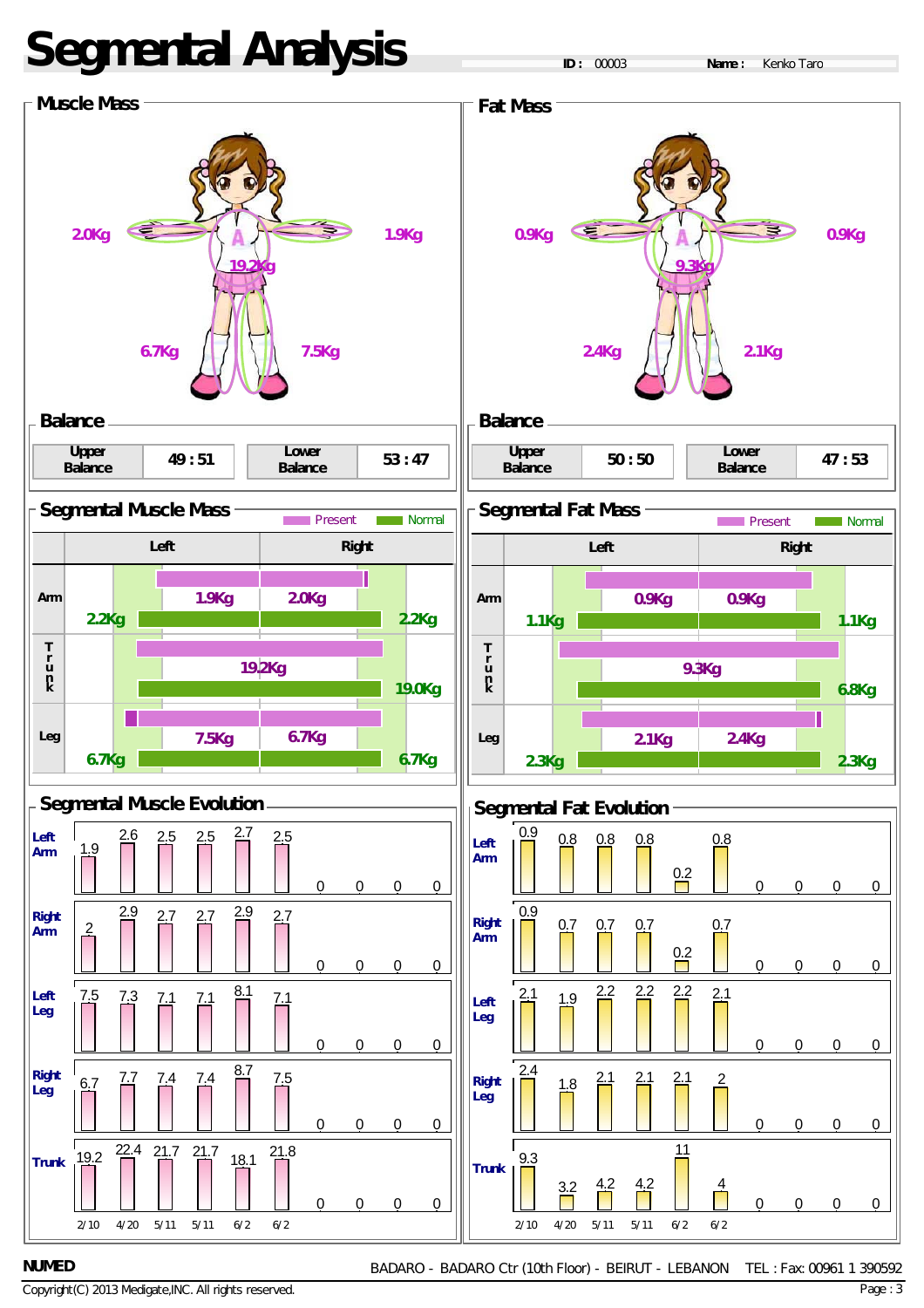# Segmental Analysis

**ID :** 00003 **Name :** Kenko Taro

## Muscle Mass

| Segment | Value |
|---|---|
| Left Arm | 2.0Kg |
| Right Arm | 1.9Kg |
| Trunk | 19.2Kg |
| Left Leg | 6.7Kg |
| Right Leg | 7.5Kg |

### Balance

| Upper Balance | 49 : 51 | Lower Balance | 53 : 47 |
|---|---|---|---|

## Fat Mass

| Segment | Value |
|---|---|
| Left Arm | 0.9Kg |
| Right Arm | 0.9Kg |
| Trunk | 9.3Kg |
| Left Leg | 2.4Kg |
| Right Leg | 2.1Kg |

### Balance

| Upper Balance | 50 : 50 | Lower Balance | 47 : 53 |
|---|---|---|---|

## Segmental Muscle Mass

Present / Normal

| | Left Present | Right Present | Left Normal | Right Normal |
|---|---|---|---|---|
| Arm | 1.9Kg | 2.0Kg | 2.2Kg | 2.2Kg |
| Trunk | 19.2Kg | | 19.0Kg | |
| Leg | 7.5Kg | 6.7Kg | 6.7Kg | 6.7Kg |

## Segmental Fat Mass

Present / Normal

| | Left Present | Right Present | Left Normal | Right Normal |
|---|---|---|---|---|
| Arm | 0.9Kg | 0.9Kg | 1.1Kg | 1.1Kg |
| Trunk | 9.3Kg | | 6.8Kg | |
| Leg | 2.1Kg | 2.4Kg | 2.3Kg | 2.3Kg |

## Segmental Muscle Evolution

| | 2/10 | 4/20 | 5/11 | 5/11 | 6/2 | 6/2 | | | | |
|---|---|---|---|---|---|---|---|---|---|---|
| Left Arm | 1.9 | 2.6 | 2.5 | 2.5 | 2.7 | 2.5 | 0 | 0 | 0 | 0 |
| Right Arm | 2 | 2.9 | 2.7 | 2.7 | 2.9 | 2.7 | 0 | 0 | 0 | 0 |
| Left Leg | 7.5 | 7.3 | 7.1 | 7.1 | 8.1 | 7.1 | 0 | 0 | 0 | 0 |
| Right Leg | 6.7 | 7.7 | 7.4 | 7.4 | 8.7 | 7.5 | 0 | 0 | 0 | 0 |
| Trunk | 19.2 | 22.4 | 21.7 | 21.7 | 18.1 | 21.8 | 0 | 0 | 0 | 0 |

## Segmental Fat Evolution

| | 2/10 | 4/20 | 5/11 | 5/11 | 6/2 | 6/2 | | | | |
|---|---|---|---|---|---|---|---|---|---|---|
| Left Arm | 0.9 | 0.8 | 0.8 | 0.8 | 0.2 | 0.8 | 0 | 0 | 0 | 0 |
| Right Arm | 0.9 | 0.7 | 0.7 | 0.7 | 0.2 | 0.7 | 0 | 0 | 0 | 0 |
| Left Leg | 2.1 | 1.9 | 2.2 | 2.2 | 2.2 | 2.1 | 0 | 0 | 0 | 0 |
| Right Leg | 2.4 | 1.8 | 2.1 | 2.1 | 2.1 | 2 | 0 | 0 | 0 | 0 |
| Trunk | 9.3 | 3.2 | 4.2 | 4.2 | 11 | 4 | 0 | 0 | 0 | 0 |

NUMED

BADARO - BADARO Ctr (10th Floor) - BEIRUT - LEBANON TEL : Fax: 00961 1 390592

Copyright(C) 2013 Medigate,INC. All rights reserved.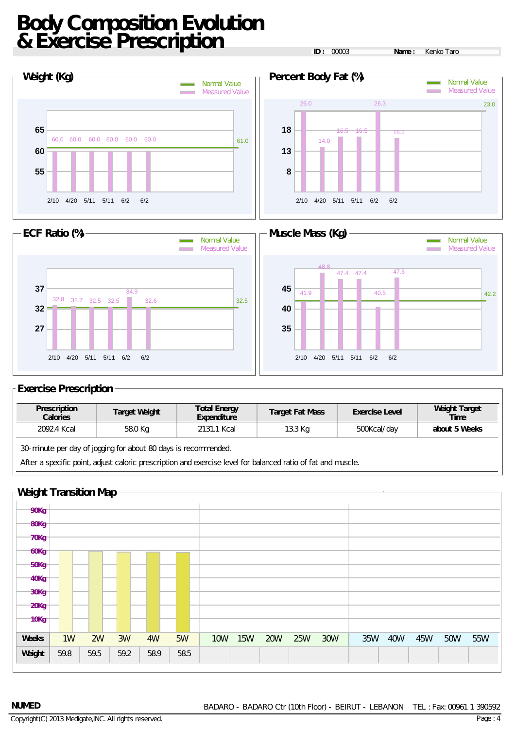# Body Composition Evolution & Exercise Prescription

**ID :** 00003 **Name :** Kenko Taro

## Weight (Kg)

Normal Value / Measured Value

| Date | 2/10 | 4/20 | 5/11 | 5/11 | 6/2 | 6/2 |
|---|---|---|---|---|---|---|
| Measured | 60.0 | 60.0 | 60.0 | 60.0 | 60.0 | 60.0 |

Normal Value: 61.0

## Percent Body Fat (%)

Normal Value / Measured Value

| Date | 2/10 | 4/20 | 5/11 | 5/11 | 6/2 | 6/2 |
|---|---|---|---|---|---|---|
| Measured | 26.0 | 14.0 | 16.5 | 16.5 | 26.3 | 16.2 |

Normal Value: 23.0

## ECF Ratio (%)

Normal Value / Measured Value

| Date | 2/10 | 4/20 | 5/11 | 5/11 | 6/2 | 6/2 |
|---|---|---|---|---|---|---|
| Measured | 32.8 | 32.7 | 32.5 | 32.5 | 34.9 | 32.6 |

Normal Value: 32.5

## Muscle Mass (Kg)

Normal Value / Measured Value

| Date | 2/10 | 4/20 | 5/11 | 5/11 | 6/2 | 6/2 |
|---|---|---|---|---|---|---|
| Measured | 41.9 | 48.8 | 47.4 | 47.4 | 40.5 | 47.6 |

Normal Value: 42.2

## Exercise Prescription

| Prescription Calories | Target Weight | Total Energy Expenditure | Target Fat Mass | Exercise Level | Weight Target Time |
|---|---|---|---|---|---|
| 2092.4 Kcal | 58.0 Kg | 2131.1 Kcal | 13.3 Kg | 500Kcal/day | **about 5 Weeks** |

30-minute per day of jogging for about 80 days is recommended.

After a specific point, adjust caloric prescription and exercise level for balanced ratio of fat and muscle.

## Weight Transition Map

| Weeks | 1W | 2W | 3W | 4W | 5W | 10W | 15W | 20W | 25W | 30W | 35W | 40W | 45W | 50W | 55W |
|---|---|---|---|---|---|---|---|---|---|---|---|---|---|---|---|
| Weight | 59.8 | 59.5 | 59.2 | 58.9 | 58.5 | | | | | | | | | | |

NUMED

BADARO - BADARO Ctr (10th Floor) - BEIRUT - LEBANON TEL : Fax: 00961 1 390592

Copyright(C) 2013 Medigate,INC. All rights reserved.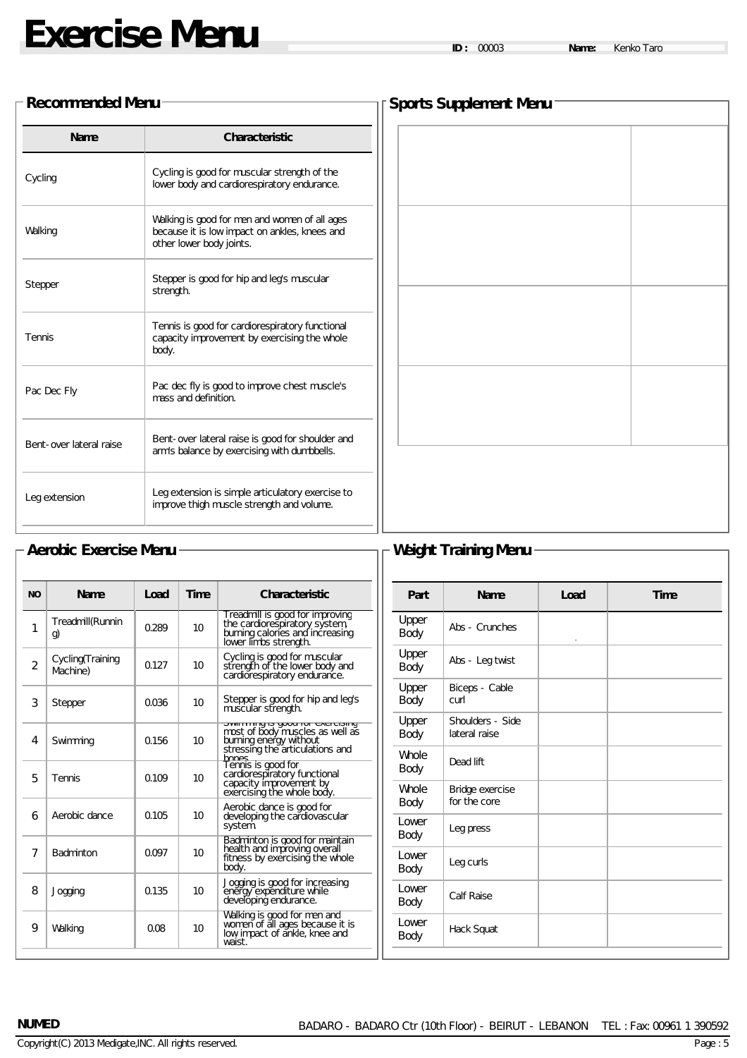# Exercise Menu

**ID :** 00003 **Name:** Kenko Taro

## Recommended Menu

| Name | Characteristic |
|---|---|
| Cycling | Cycling is good for muscular strength of the lower body and cardiorespiratory endurance. |
| Walking | Walking is good for men and women of all ages because it is low impact on ankles, knees and other lower body joints. |
| Stepper | Stepper is good for hip and leg's muscular strength. |
| Tennis | Tennis is good for cardiorespiratory functional capacity improvement by exercising the whole body. |
| Pac Dec Fly | Pac dec fly is good to improve chest muscle's mass and definition. |
| Bent-over lateral raise | Bent-over lateral raise is good for shoulder and arm's balance by exercising with dumbbells. |
| Leg extension | Leg extension is simple articulatory exercise to improve thigh muscle strength and volume. |

## Sports Supplement Menu

| | |
|---|---|
| | |
| | |
| | |
| | |

## Aerobic Exercise Menu

| NO | Name | Load | Time | Characteristic |
|---|---|---|---|---|
| 1 | Treadmill(Running) | 0.289 | 10 | Treadmill is good for improving the cardiorespiratory system, burning calories and increasing lower limbs strength. |
| 2 | Cycling(Training Machine) | 0.127 | 10 | Cycling is good for muscular strength of the lower body and cardiorespiratory endurance. |
| 3 | Stepper | 0.036 | 10 | Stepper is good for hip and leg's muscular strength. |
| 4 | Swimming | 0.156 | 10 | Swimming is good for exercising most of body muscles as well as burning energy without stressing the articulations and bones. |
| 5 | Tennis | 0.109 | 10 | Tennis is good for cardiorespiratory functional capacity improvement by exercising the whole body. |
| 6 | Aerobic dance | 0.105 | 10 | Aerobic dance is good for developing the cardiovascular system. |
| 7 | Badminton | 0.097 | 10 | Badminton is good for maintain health and improving overall fitness by exercising the whole body. |
| 8 | Jogging | 0.135 | 10 | Jogging is good for increasing energy expenditure while developing endurance. |
| 9 | Walking | 0.08 | 10 | Walking is good for men and women of all ages because it is low impact of ankle, knee and waist. |

## Weight Training Menu

| Part | Name | Load | Time |
|---|---|---|---|
| Upper Body | Abs - Crunches | | |
| Upper Body | Abs - Leg twist | | |
| Upper Body | Biceps - Cable curl | | |
| Upper Body | Shoulders - Side lateral raise | | |
| Whole Body | Dead lift | | |
| Whole Body | Bridge exercise for the core | | |
| Lower Body | Leg press | | |
| Lower Body | Leg curls | | |
| Lower Body | Calf Raise | | |
| Lower Body | Hack Squat | | |

**NUMED** BADARO - BADARO Ctr (10th Floor) - BEIRUT - LEBANON TEL : Fax: 00961 1 390592

Copyright(C) 2013 Medigate,INC. All rights reserved.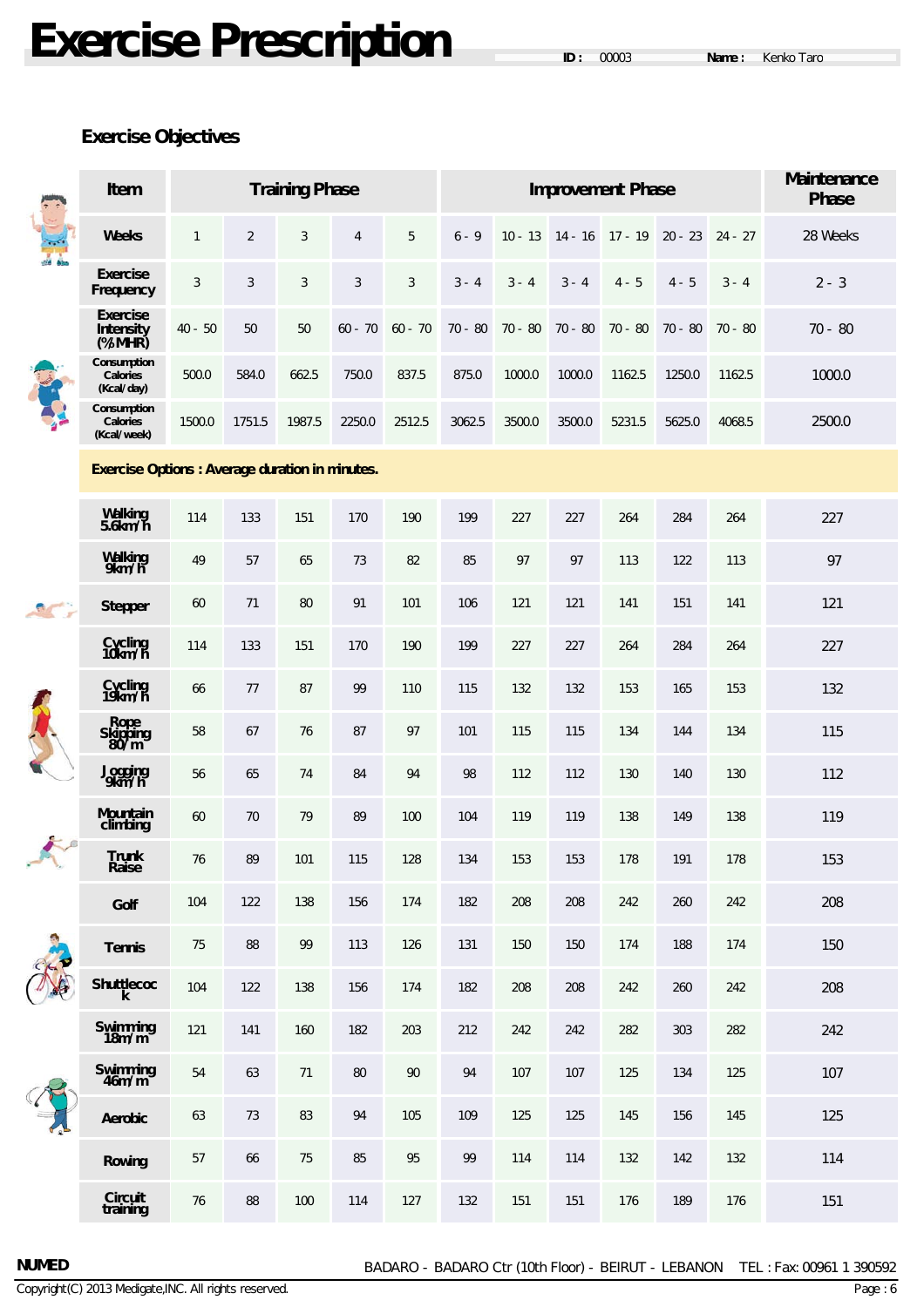# Exercise Prescription

**ID :** 00003 **Name :** Kenko Taro

## Exercise Objectives

| Item | Training Phase | | | | | Improvement Phase | | | | | | Maintenance Phase |
|---|---|---|---|---|---|---|---|---|---|---|---|---|
| Weeks | 1 | 2 | 3 | 4 | 5 | 6 - 9 | 10 - 13 | 14 - 16 | 17 - 19 | 20 - 23 | 24 - 27 | 28 Weeks |
| Exercise Frequency | 3 | 3 | 3 | 3 | 3 | 3 - 4 | 3 - 4 | 3 - 4 | 4 - 5 | 4 - 5 | 3 - 4 | 2 - 3 |
| Exercise Intensity (%MHR) | 40 - 50 | 50 | 50 | 60 - 70 | 60 - 70 | 70 - 80 | 70 - 80 | 70 - 80 | 70 - 80 | 70 - 80 | 70 - 80 | 70 - 80 |
| Consumption Calories (Kcal/day) | 500.0 | 584.0 | 662.5 | 750.0 | 837.5 | 875.0 | 1000.0 | 1000.0 | 1162.5 | 1250.0 | 1162.5 | 1000.0 |
| Consumption Calories (Kcal/week) | 1500.0 | 1751.5 | 1987.5 | 2250.0 | 2512.5 | 3062.5 | 3500.0 | 3500.0 | 5231.5 | 5625.0 | 4068.5 | 2500.0 |

**Exercise Options : Average duration in minutes.**

| Exercise | 1 | 2 | 3 | 4 | 5 | 6 - 9 | 10 - 13 | 14 - 16 | 17 - 19 | 20 - 23 | 24 - 27 | 28 Weeks |
|---|---|---|---|---|---|---|---|---|---|---|---|---|
| Walking 5.6km/h | 114 | 133 | 151 | 170 | 190 | 199 | 227 | 227 | 264 | 284 | 264 | 227 |
| Walking 9km/h | 49 | 57 | 65 | 73 | 82 | 85 | 97 | 97 | 113 | 122 | 113 | 97 |
| Stepper | 60 | 71 | 80 | 91 | 101 | 106 | 121 | 121 | 141 | 151 | 141 | 121 |
| Cycling 10km/h | 114 | 133 | 151 | 170 | 190 | 199 | 227 | 227 | 264 | 284 | 264 | 227 |
| Cycling 19km/h | 66 | 77 | 87 | 99 | 110 | 115 | 132 | 132 | 153 | 165 | 153 | 132 |
| Rope Skipping 80/m | 58 | 67 | 76 | 87 | 97 | 101 | 115 | 115 | 134 | 144 | 134 | 115 |
| Jogging 9km/h | 56 | 65 | 74 | 84 | 94 | 98 | 112 | 112 | 130 | 140 | 130 | 112 |
| Mountain climbing | 60 | 70 | 79 | 89 | 100 | 104 | 119 | 119 | 138 | 149 | 138 | 119 |
| Trunk Raise | 76 | 89 | 101 | 115 | 128 | 134 | 153 | 153 | 178 | 191 | 178 | 153 |
| Golf | 104 | 122 | 138 | 156 | 174 | 182 | 208 | 208 | 242 | 260 | 242 | 208 |
| Tennis | 75 | 88 | 99 | 113 | 126 | 131 | 150 | 150 | 174 | 188 | 174 | 150 |
| Shuttlecock | 104 | 122 | 138 | 156 | 174 | 182 | 208 | 208 | 242 | 260 | 242 | 208 |
| Swimming 18m/m | 121 | 141 | 160 | 182 | 203 | 212 | 242 | 242 | 282 | 303 | 282 | 242 |
| Swimming 46m/m | 54 | 63 | 71 | 80 | 90 | 94 | 107 | 107 | 125 | 134 | 125 | 107 |
| Aerobic | 63 | 73 | 83 | 94 | 105 | 109 | 125 | 125 | 145 | 156 | 145 | 125 |
| Rowing | 57 | 66 | 75 | 85 | 95 | 99 | 114 | 114 | 132 | 142 | 132 | 114 |
| Circuit training | 76 | 88 | 100 | 114 | 127 | 132 | 151 | 151 | 176 | 189 | 176 | 151 |

**NUMED** BADARO - BADARO Ctr (10th Floor) - BEIRUT - LEBANON TEL : Fax: 00961 1 390592

Copyright(C) 2013 Medigate,INC. All rights reserved.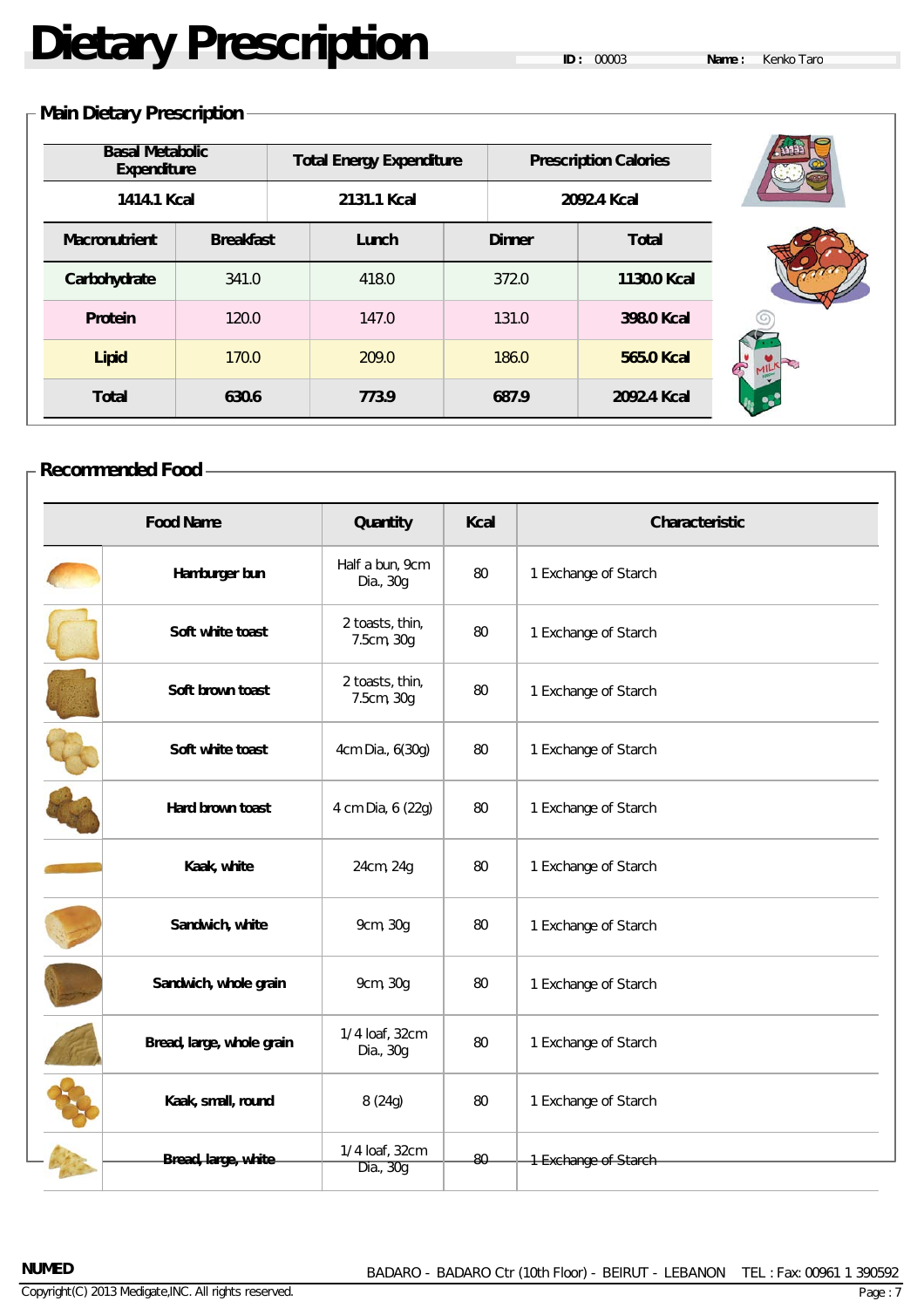# Dietary Prescription

**ID :** 00003 **Name :** Kenko Taro

## Main Dietary Prescription

| Basal Metabolic Expenditure | Total Energy Expenditure | Prescription Calories |
|---|---|---|
| 1414.1 Kcal | 2131.1 Kcal | 2092.4 Kcal |

| Macronutrient | Breakfast | Lunch | Dinner | Total |
|---|---|---|---|---|
| Carbohydrate | 341.0 | 418.0 | 372.0 | 1130.0 Kcal |
| Protein | 120.0 | 147.0 | 131.0 | 398.0 Kcal |
| Lipid | 170.0 | 209.0 | 186.0 | 565.0 Kcal |
| Total | 630.6 | 773.9 | 687.9 | 2092.4 Kcal |

## Recommended Food

| Food Name | Quantity | Kcal | Characteristic |
|---|---|---|---|
| Hamburger bun | Half a bun, 9cm Dia., 30g | 80 | 1 Exchange of Starch |
| Soft white toast | 2 toasts, thin, 7.5cm, 30g | 80 | 1 Exchange of Starch |
| Soft brown toast | 2 toasts, thin, 7.5cm, 30g | 80 | 1 Exchange of Starch |
| Soft white toast | 4cm Dia., 6(30g) | 80 | 1 Exchange of Starch |
| Hard brown toast | 4 cm Dia., 6 (22g) | 80 | 1 Exchange of Starch |
| Kaak, white | 24cm, 24g | 80 | 1 Exchange of Starch |
| Sandwich, white | 9cm, 30g | 80 | 1 Exchange of Starch |
| Sandwich, whole grain | 9cm, 30g | 80 | 1 Exchange of Starch |
| Bread, large, whole grain | 1/4 loaf, 32cm Dia., 30g | 80 | 1 Exchange of Starch |
| Kaak, small, round | 8 (24g) | 80 | 1 Exchange of Starch |
| Bread, large, white | 1/4 loaf, 32cm Dia., 30g | 80 | 1 Exchange of Starch |

NUMED

BADARO - BADARO Ctr (10th Floor) - BEIRUT - LEBANON TEL : Fax: 00961 1 390592

Copyright(C) 2013 Medigate,INC. All rights reserved.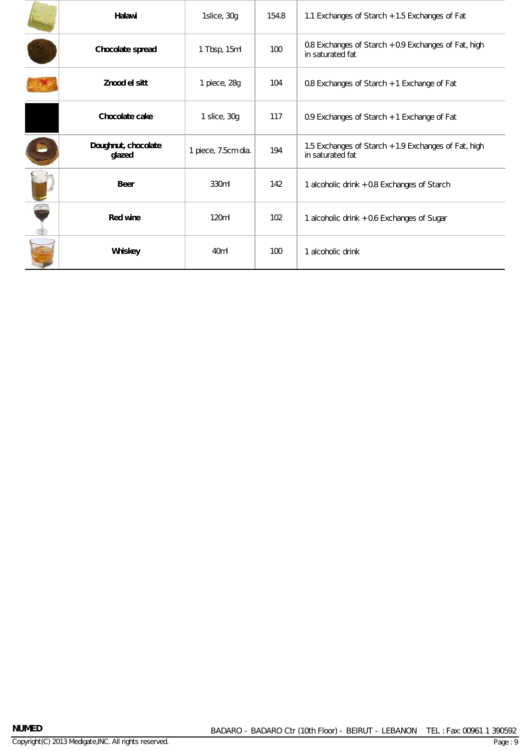| | Food | Serving | Calories | Exchanges |
|---|---|---|---|---|
| | **Halawi** | 1slice, 30g | 154.8 | 1.1 Exchanges of Starch + 1.5 Exchanges of Fat |
| | **Chocolate spread** | 1 Tbsp, 15ml | 100 | 0.8 Exchanges of Starch + 0.9 Exchanges of Fat, high in saturated fat |
| | **Znood el sitt** | 1 piece, 28g | 104 | 0.8 Exchanges of Starch + 1 Exchange of Fat |
| | **Chocolate cake** | 1 slice, 30g | 117 | 0.9 Exchanges of Starch + 1 Exchange of Fat |
| | **Doughnut, chocolate glazed** | 1 piece, 7.5cm dia. | 194 | 1.5 Exchanges of Starch + 1.9 Exchanges of Fat, high in saturated fat |
| | **Beer** | 330ml | 142 | 1 alcoholic drink + 0.8 Exchanges of Starch |
| | **Red wine** | 120ml | 102 | 1 alcoholic drink + 0.6 Exchanges of Sugar |
| | **Whiskey** | 40ml | 100 | 1 alcoholic drink |

NUMED BADARO - BADARO Ctr (10th Floor) - BEIRUT - LEBANON TEL : Fax: 00961 1 390592

Copyright(C) 2013 Medigate,INC. All rights reserved.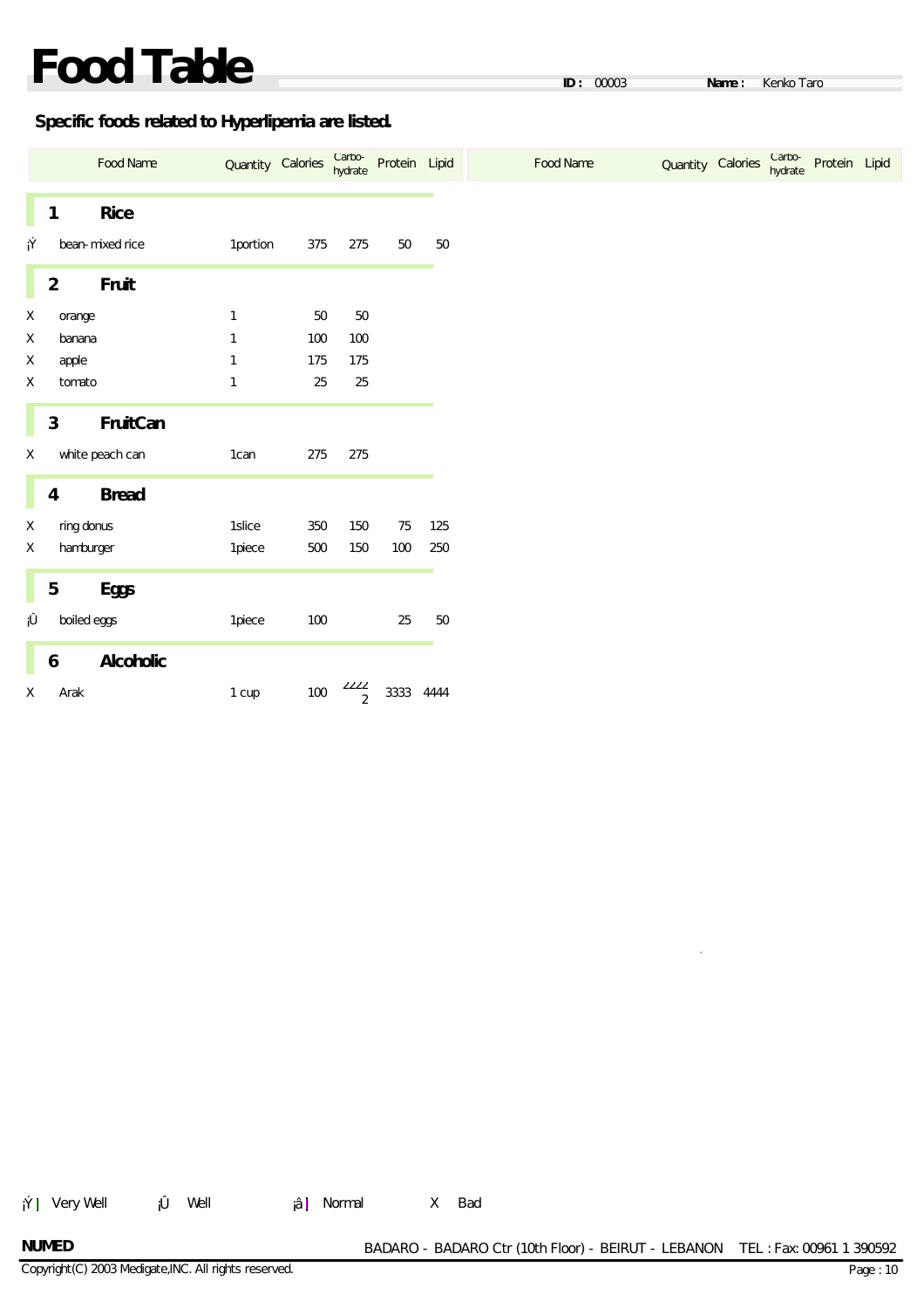# Food Table

**ID :** 00003 **Name :** Kenko Taro

**Specific foods related to Hyperlipemia are listed.**

| | Food Name | Quantity | Calories | Carbo-hydrate | Protein | Lipid |
|---|---|---|---|---|---|---|
| **1** | **Rice** | | | | | |
| ¡Ý | bean-mixed rice | 1portion | 375 | 275 | 50 | 50 |
| **2** | **Fruit** | | | | | |
| X | orange | 1 | 50 | 50 | | |
| X | banana | 1 | 100 | 100 | | |
| X | apple | 1 | 175 | 175 | | |
| X | tomato | 1 | 25 | 25 | | |
| **3** | **FruitCan** | | | | | |
| X | white peach can | 1can | 275 | 275 | | |
| **4** | **Bread** | | | | | |
| X | ring donus | 1slice | 350 | 150 | 75 | 125 |
| X | hamburger | 1piece | 500 | 150 | 100 | 250 |
| **5** | **Eggs** | | | | | |
| ¡Û | boiled eggs | 1piece | 100 | | 25 | 50 |
| **6** | **Alcoholic** | | | | | |
| X | Arak | 1 cup | 100 | 22222 | 3333 | 4444 |

¡Ý | Very Well ¡Û Well ¡â | Normal X Bad

NUMED

BADARO - BADARO Ctr (10th Floor) - BEIRUT - LEBANON TEL : Fax: 00961 1 390592

Copyright(C) 2003 Medigate,INC. All rights reserved.